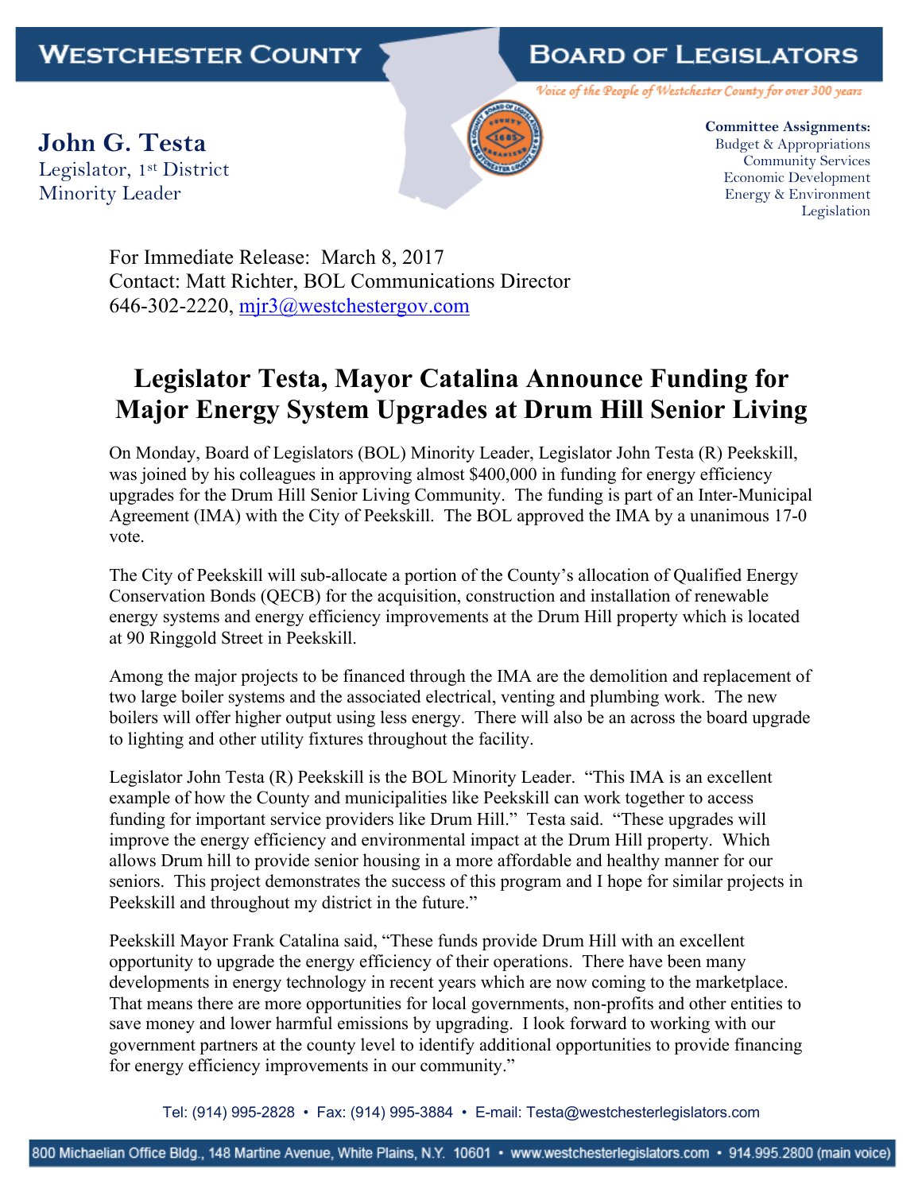WESTCHESTER COUNTY — BOARD OF LEGISLATORS

*Voice of the People of Westchester County for over 300 years*

**John G. Testa**
Legislator, 1st District
Minority Leader

**Committee Assignments:**
Budget & Appropriations
Community Services
Economic Development
Energy & Environment
Legislation

For Immediate Release: March 8, 2017
Contact: Matt Richter, BOL Communications Director
646-302-2220, mjr3@westchestergov.com

# Legislator Testa, Mayor Catalina Announce Funding for Major Energy System Upgrades at Drum Hill Senior Living

On Monday, Board of Legislators (BOL) Minority Leader, Legislator John Testa (R) Peekskill, was joined by his colleagues in approving almost $400,000 in funding for energy efficiency upgrades for the Drum Hill Senior Living Community. The funding is part of an Inter-Municipal Agreement (IMA) with the City of Peekskill. The BOL approved the IMA by a unanimous 17-0 vote.

The City of Peekskill will sub-allocate a portion of the County's allocation of Qualified Energy Conservation Bonds (QECB) for the acquisition, construction and installation of renewable energy systems and energy efficiency improvements at the Drum Hill property which is located at 90 Ringgold Street in Peekskill.

Among the major projects to be financed through the IMA are the demolition and replacement of two large boiler systems and the associated electrical, venting and plumbing work. The new boilers will offer higher output using less energy. There will also be an across the board upgrade to lighting and other utility fixtures throughout the facility.

Legislator John Testa (R) Peekskill is the BOL Minority Leader. "This IMA is an excellent example of how the County and municipalities like Peekskill can work together to access funding for important service providers like Drum Hill." Testa said. "These upgrades will improve the energy efficiency and environmental impact at the Drum Hill property. Which allows Drum hill to provide senior housing in a more affordable and healthy manner for our seniors. This project demonstrates the success of this program and I hope for similar projects in Peekskill and throughout my district in the future."

Peekskill Mayor Frank Catalina said, "These funds provide Drum Hill with an excellent opportunity to upgrade the energy efficiency of their operations. There have been many developments in energy technology in recent years which are now coming to the marketplace. That means there are more opportunities for local governments, non-profits and other entities to save money and lower harmful emissions by upgrading. I look forward to working with our government partners at the county level to identify additional opportunities to provide financing for energy efficiency improvements in our community."

Tel: (914) 995-2828 • Fax: (914) 995-3884 • E-mail: Testa@westchesterlegislators.com

800 Michaelian Office Bldg., 148 Martine Avenue, White Plains, N.Y. 10601 • www.westchesterlegislators.com • 914.995.2800 (main voice)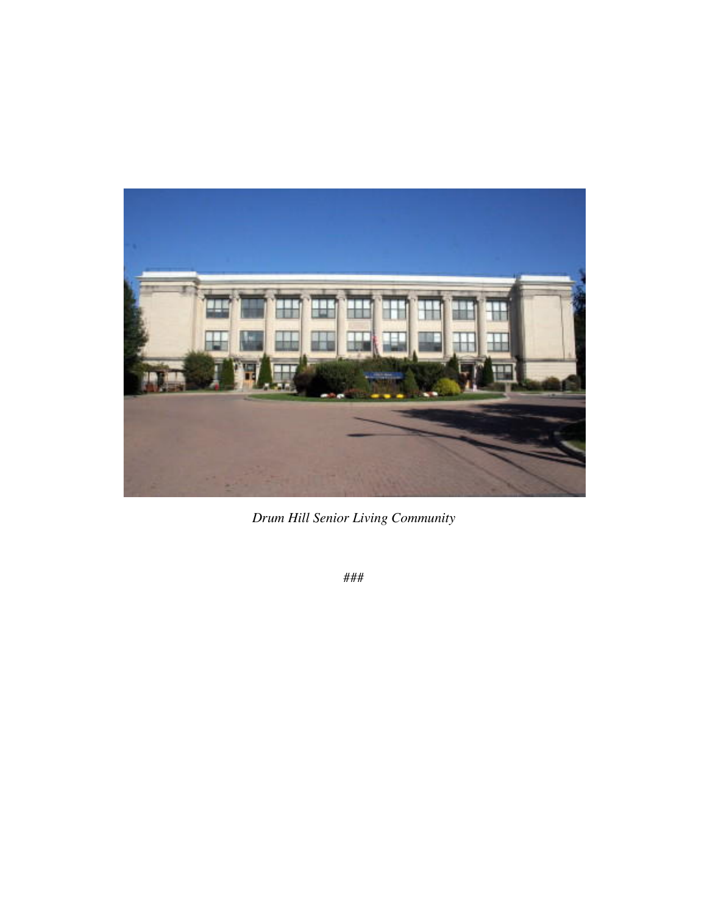*Drum Hill Senior Living Community*

###